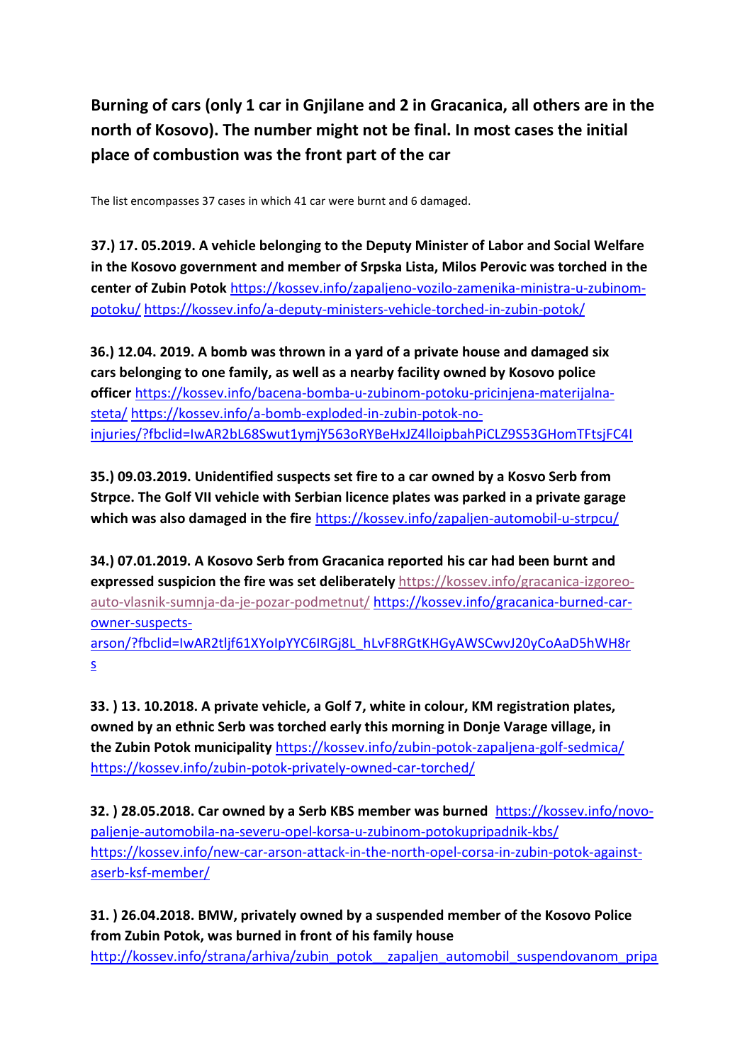# Burning of cars (only 1 car in Gnjilane and 2 in Gracanica, all others are in the north of Kosovo). The number might not be final. In most cases the initial place of combustion was the front part of the car

The list encompasses 37 cases in which 41 car were burnt and 6 damaged.

**37.) 17. 05.2019. A vehicle belonging to the Deputy Minister of Labor and Social Welfare in the Kosovo government and member of Srpska Lista, Milos Perovic was torched in the center of Zubin Potok** https://kossev.info/zapaljeno-vozilo-zamenika-ministra-u-zubinom-potoku/ https://kossev.info/a-deputy-ministers-vehicle-torched-in-zubin-potok/

**36.) 12.04. 2019. A bomb was thrown in a yard of a private house and damaged six cars belonging to one family, as well as a nearby facility owned by Kosovo police officer** https://kossev.info/bacena-bomba-u-zubinom-potoku-pricinjena-materijalna-steta/ https://kossev.info/a-bomb-exploded-in-zubin-potok-no-injuries/?fbclid=IwAR2bL68Swut1ymjY563oRYBeHxJZ4lloipbahPiCLZ9S53GHomTFtsjFC4I

**35.) 09.03.2019. Unidentified suspects set fire to a car owned by a Kosvo Serb from Strpce. The Golf VII vehicle with Serbian licence plates was parked in a private garage which was also damaged in the fire** https://kossev.info/zapaljen-automobil-u-strpcu/

**34.) 07.01.2019. A Kosovo Serb from Gracanica reported his car had been burnt and expressed suspicion the fire was set deliberately** https://kossev.info/gracanica-izgoreo-auto-vlasnik-sumnja-da-je-pozar-podmetnut/ https://kossev.info/gracanica-burned-car-owner-suspects-arson/?fbclid=IwAR2tljf61XYoIpYYC6IRGj8L_hLvF8RGtKHGyAWSCwvJ20yCoAaD5hWH8rs

**33. ) 13. 10.2018. A private vehicle, a Golf 7, white in colour, KM registration plates, owned by an ethnic Serb was torched early this morning in Donje Varage village, in the Zubin Potok municipality** https://kossev.info/zubin-potok-zapaljena-golf-sedmica/ https://kossev.info/zubin-potok-privately-owned-car-torched/

**32. ) 28.05.2018. Car owned by a Serb KBS member was burned** https://kossev.info/novo-paljenje-automobila-na-severu-opel-korsa-u-zubinom-potokupripadnik-kbs/ https://kossev.info/new-car-arson-attack-in-the-north-opel-corsa-in-zubin-potok-against-aserb-ksf-member/

**31. ) 26.04.2018. BMW, privately owned by a suspended member of the Kosovo Police from Zubin Potok, was burned in front of his family house** http://kossev.info/strana/arhiva/zubin_potok__zapaljen_automobil_suspendovanom_pripa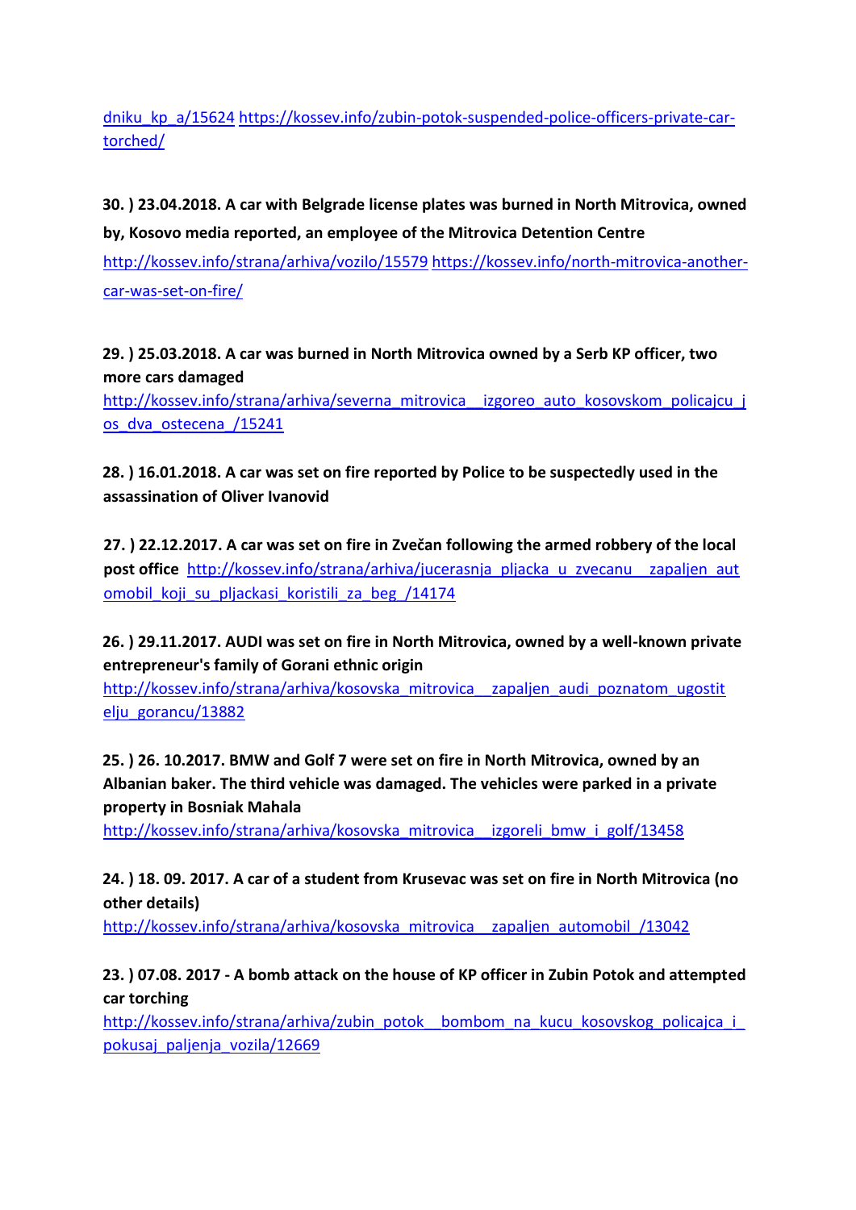dniku_kp_a/15624 https://kossev.info/zubin-potok-suspended-police-officers-private-car-torched/

**30. ) 23.04.2018. A car with Belgrade license plates was burned in North Mitrovica, owned by, Kosovo media reported, an employee of the Mitrovica Detention Centre**
http://kossev.info/strana/arhiva/vozilo/15579 https://kossev.info/north-mitrovica-another-car-was-set-on-fire/

**29. ) 25.03.2018. A car was burned in North Mitrovica owned by a Serb KP officer, two more cars damaged**
http://kossev.info/strana/arhiva/severna_mitrovica__izgoreo_auto_kosovskom_policajcu_jos_dva_ostecena_/15241

**28. ) 16.01.2018. A car was set on fire reported by Police to be suspectedly used in the assassination of Oliver Ivanovid**

**27. ) 22.12.2017. A car was set on fire in Zvečan following the armed robbery of the local post office** http://kossev.info/strana/arhiva/jucerasnja_pljacka_u_zvecanu__zapaljen_automobil_koji_su_pljackasi_koristili_za_beg_/14174

**26. ) 29.11.2017. AUDI was set on fire in North Mitrovica, owned by a well-known private entrepreneur's family of Gorani ethnic origin**
http://kossev.info/strana/arhiva/kosovska_mitrovica__zapaljen_audi_poznatom_ugostitelju_gorancu/13882

**25. ) 26. 10.2017. BMW and Golf 7 were set on fire in North Mitrovica, owned by an Albanian baker. The third vehicle was damaged. The vehicles were parked in a private property in Bosniak Mahala**
http://kossev.info/strana/arhiva/kosovska_mitrovica__izgoreli_bmw_i_golf/13458

**24. ) 18. 09. 2017. A car of a student from Krusevac was set on fire in North Mitrovica (no other details)**
http://kossev.info/strana/arhiva/kosovska_mitrovica__zapaljen_automobil_/13042

**23. ) 07.08. 2017 - A bomb attack on the house of KP officer in Zubin Potok and attempted car torching**
http://kossev.info/strana/arhiva/zubin_potok__bombom_na_kucu_kosovskog_policajca_i_pokusaj_paljenja_vozila/12669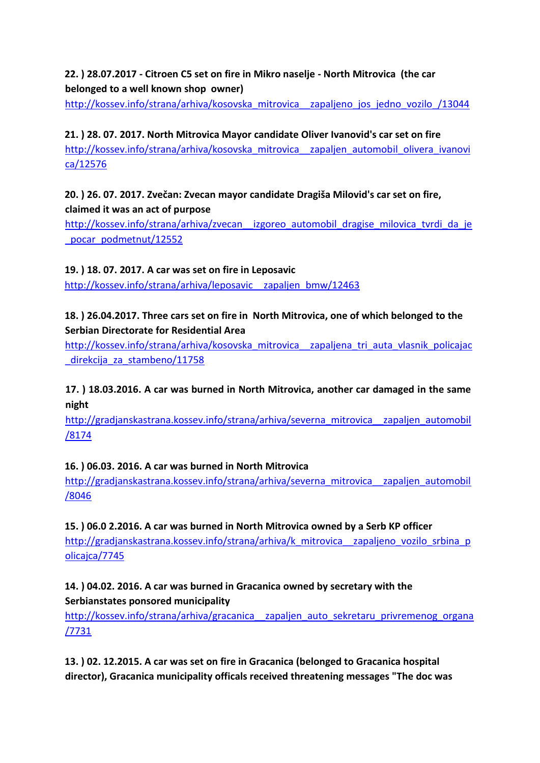**22. ) 28.07.2017 - Citroen C5 set on fire in Mikro naselje - North Mitrovica (the car belonged to a well known shop owner)**
http://kossev.info/strana/arhiva/kosovska_mitrovica__zapaljeno_jos_jedno_vozilo_/13044

**21. ) 28. 07. 2017. North Mitrovica Mayor candidate Oliver Ivanović's car set on fire**
http://kossev.info/strana/arhiva/kosovska_mitrovica__zapaljen_automobil_olivera_ivanovica/12576

**20. ) 26. 07. 2017. Zvečan: Zvecan mayor candidate Dragiša Milović's car set on fire, claimed it was an act of purpose**
http://kossev.info/strana/arhiva/zvecan__izgoreo_automobil_dragise_milovica_tvrdi_da_je_pocar_podmetnut/12552

**19. ) 18. 07. 2017. A car was set on fire in Leposavic**
http://kossev.info/strana/arhiva/leposavic__zapaljen_bmw/12463

**18. ) 26.04.2017. Three cars set on fire in North Mitrovica, one of which belonged to the Serbian Directorate for Residential Area**
http://kossev.info/strana/arhiva/kosovska_mitrovica__zapaljena_tri_auta_vlasnik_policajac_direkcija_za_stambeno/11758

**17. ) 18.03.2016. A car was burned in North Mitrovica, another car damaged in the same night**
http://gradjanskastrana.kossev.info/strana/arhiva/severna_mitrovica__zapaljen_automobil/8174

**16. ) 06.03. 2016. A car was burned in North Mitrovica**
http://gradjanskastrana.kossev.info/strana/arhiva/severna_mitrovica__zapaljen_automobil/8046

**15. ) 06.0 2.2016. A car was burned in North Mitrovica owned by a Serb KP officer**
http://gradjanskastrana.kossev.info/strana/arhiva/k_mitrovica__zapaljeno_vozilo_srbina_policajca/7745

**14. ) 04.02. 2016. A car was burned in Gracanica owned by secretary with the Serbianstates ponsored municipality**
http://kossev.info/strana/arhiva/gracanica__zapaljen_auto_sekretaru_privremenog_organa/7731

**13. ) 02. 12.2015. A car was set on fire in Gracanica (belonged to Gracanica hospital director), Gracanica municipality officals received threatening messages "The doc was**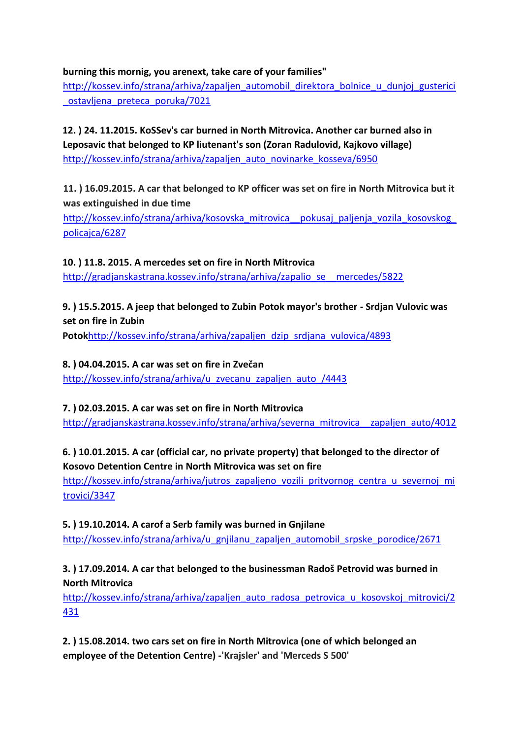**burning this mornig, you arenext, take care of your families"**
http://kossev.info/strana/arhiva/zapaljen_automobil_direktora_bolnice_u_dunjoj_gusterici_ostavljena_preteca_poruka/7021

**12. ) 24. 11.2015. KoSSev's car burned in North Mitrovica. Another car burned also in Leposavic that belonged to KP liutenant's son (Zoran Radulovid, Kajkovo village)**
http://kossev.info/strana/arhiva/zapaljen_auto_novinarke_kosseva/6950

**11. ) 16.09.2015. A car that belonged to KP officer was set on fire in North Mitrovica but it was extinguished in due time**
http://kossev.info/strana/arhiva/kosovska_mitrovica__pokusaj_paljenja_vozila_kosovskog_policajca/6287

**10. ) 11.8. 2015. A mercedes set on fire in North Mitrovica**
http://gradjanskastrana.kossev.info/strana/arhiva/zapalio_se__mercedes/5822

**9. ) 15.5.2015. A jeep that belonged to Zubin Potok mayor's brother - Srdjan Vulovic was set on fire in Zubin Potok**http://kossev.info/strana/arhiva/zapaljen_dzip_srdjana_vulovica/4893

**8. ) 04.04.2015. A car was set on fire in Zvečan**
http://kossev.info/strana/arhiva/u_zvecanu_zapaljen_auto_/4443

**7. ) 02.03.2015. A car was set on fire in North Mitrovica**
http://gradjanskastrana.kossev.info/strana/arhiva/severna_mitrovica__zapaljen_auto/4012

**6. ) 10.01.2015. A car (official car, no private property) that belonged to the director of Kosovo Detention Centre in North Mitrovica was set on fire**
http://kossev.info/strana/arhiva/jutros_zapaljeno_vozili_pritvornog_centra_u_severnoj_mitrovici/3347

**5. ) 19.10.2014. A carof a Serb family was burned in Gnjilane**
http://kossev.info/strana/arhiva/u_gnjilanu_zapaljen_automobil_srpske_porodice/2671

**3. ) 17.09.2014. A car that belonged to the businessman Radoš Petrovid was burned in North Mitrovica**
http://kossev.info/strana/arhiva/zapaljen_auto_radosa_petrovica_u_kosovskoj_mitrovici/2431

**2. ) 15.08.2014. two cars set on fire in North Mitrovica (one of which belonged an employee of the Detention Centre) -'Krajsler' and 'Merceds S 500'**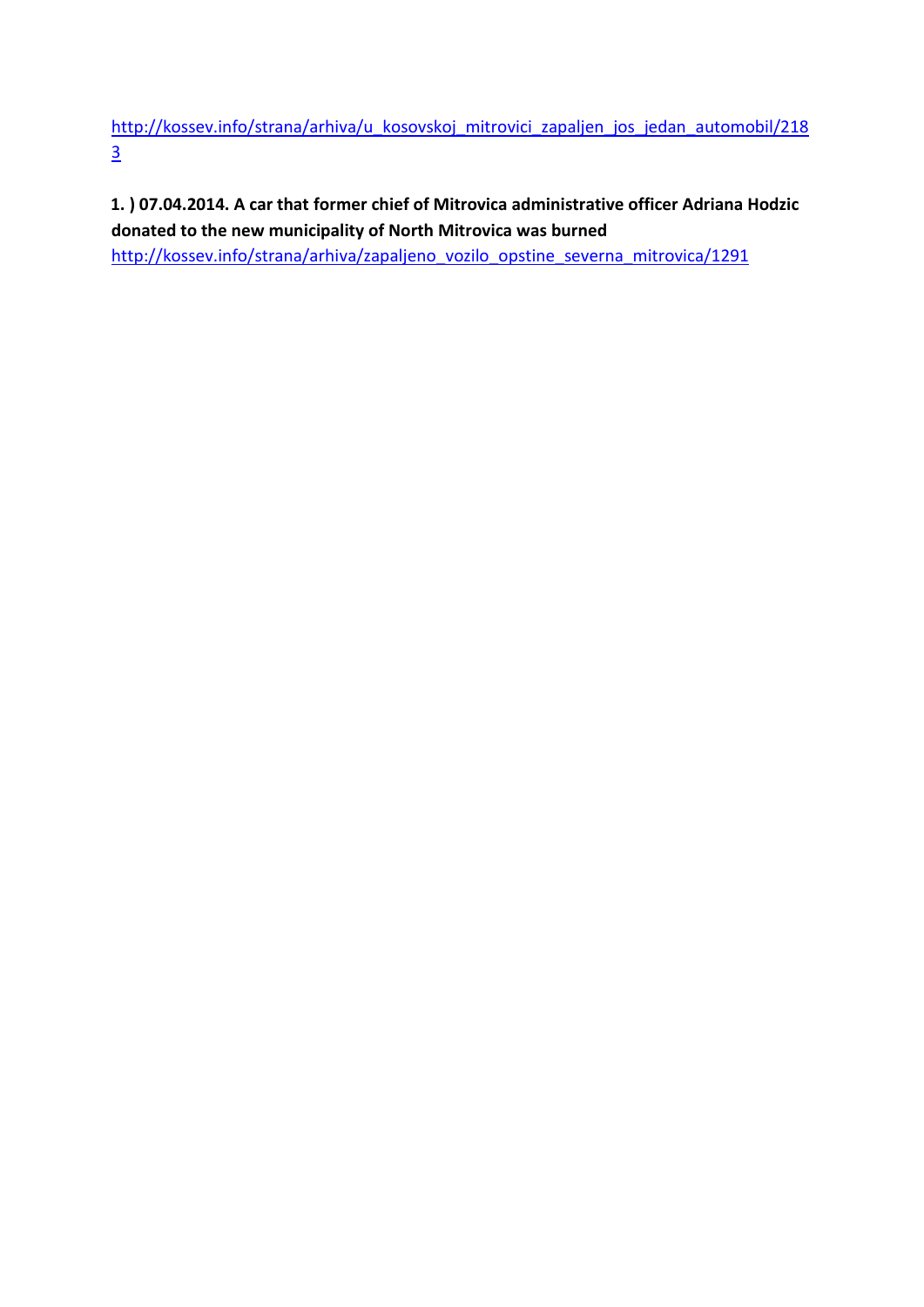http://kossev.info/strana/arhiva/u_kosovskoj_mitrovici_zapaljen_jos_jedan_automobil/2183

**1. ) 07.04.2014. A car that former chief of Mitrovica administrative officer Adriana Hodzic donated to the new municipality of North Mitrovica was burned**
http://kossev.info/strana/arhiva/zapaljeno_vozilo_opstine_severna_mitrovica/1291